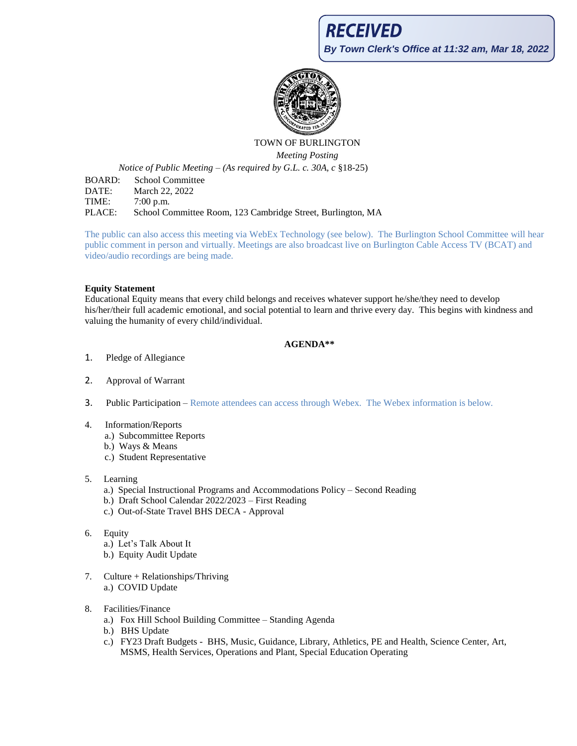**RECEIVED**
*By Town Clerk's Office at 11:32 am, Mar 18, 2022*

TOWN OF BURLINGTON

*Meeting Posting*

*Notice of Public Meeting – (As required by G.L. c. 30A, c* §18-25)

BOARD: School Committee
DATE: March 22, 2022
TIME: 7:00 p.m.
PLACE: School Committee Room, 123 Cambridge Street, Burlington, MA

The public can also access this meeting via WebEx Technology (see below). The Burlington School Committee will hear public comment in person and virtually. Meetings are also broadcast live on Burlington Cable Access TV (BCAT) and video/audio recordings are being made.

**Equity Statement**

Educational Equity means that every child belongs and receives whatever support he/she/they need to develop his/her/their full academic emotional, and social potential to learn and thrive every day. This begins with kindness and valuing the humanity of every child/individual.

**AGENDA****

1. Pledge of Allegiance

2. Approval of Warrant

3. Public Participation – Remote attendees can access through Webex. The Webex information is below.

4. Information/Reports
   a.) Subcommittee Reports
   b.) Ways & Means
   c.) Student Representative

5. Learning
   a.) Special Instructional Programs and Accommodations Policy – Second Reading
   b.) Draft School Calendar 2022/2023 – First Reading
   c.) Out-of-State Travel BHS DECA - Approval

6. Equity
   a.) Let's Talk About It
   b.) Equity Audit Update

7. Culture + Relationships/Thriving
   a.) COVID Update

8. Facilities/Finance
   a.) Fox Hill School Building Committee – Standing Agenda
   b.) BHS Update
   c.) FY23 Draft Budgets - BHS, Music, Guidance, Library, Athletics, PE and Health, Science Center, Art, MSMS, Health Services, Operations and Plant, Special Education Operating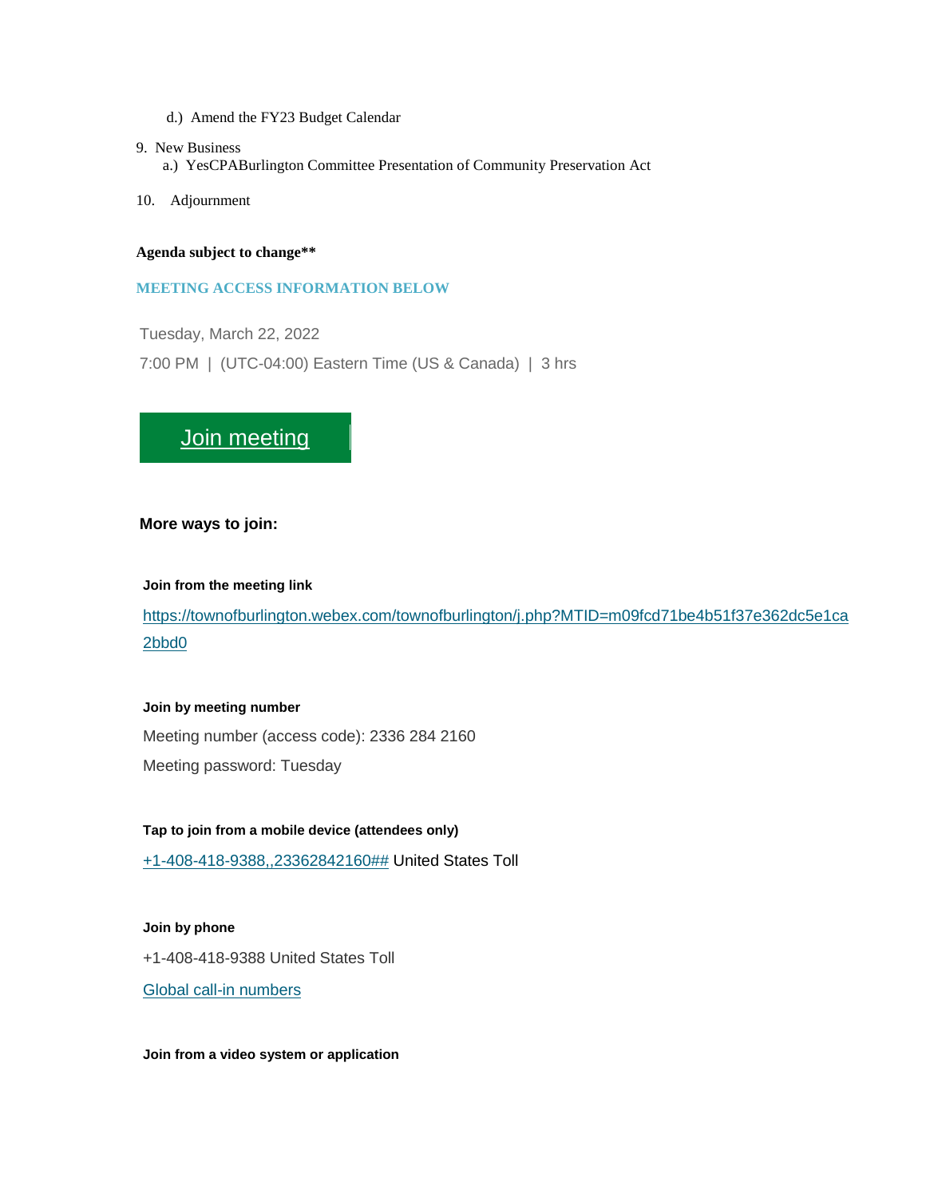d.) Amend the FY23 Budget Calendar

9. New Business
    a.) YesCPABurlington Committee Presentation of Community Preservation Act

10. Adjournment

**Agenda subject to change\*\***

**MEETING ACCESS INFORMATION BELOW**

Tuesday, March 22, 2022

7:00 PM | (UTC-04:00) Eastern Time (US & Canada) | 3 hrs

[Join meeting]

**More ways to join:**

**Join from the meeting link**

https://townofburlington.webex.com/townofburlington/j.php?MTID=m09fcd71be4b51f37e362dc5e1ca2bbd0

**Join by meeting number**

Meeting number (access code): 2336 284 2160

Meeting password: Tuesday

**Tap to join from a mobile device (attendees only)**

+1-408-418-9388,,23362842160## United States Toll

**Join by phone**

+1-408-418-9388 United States Toll

Global call-in numbers

**Join from a video system or application**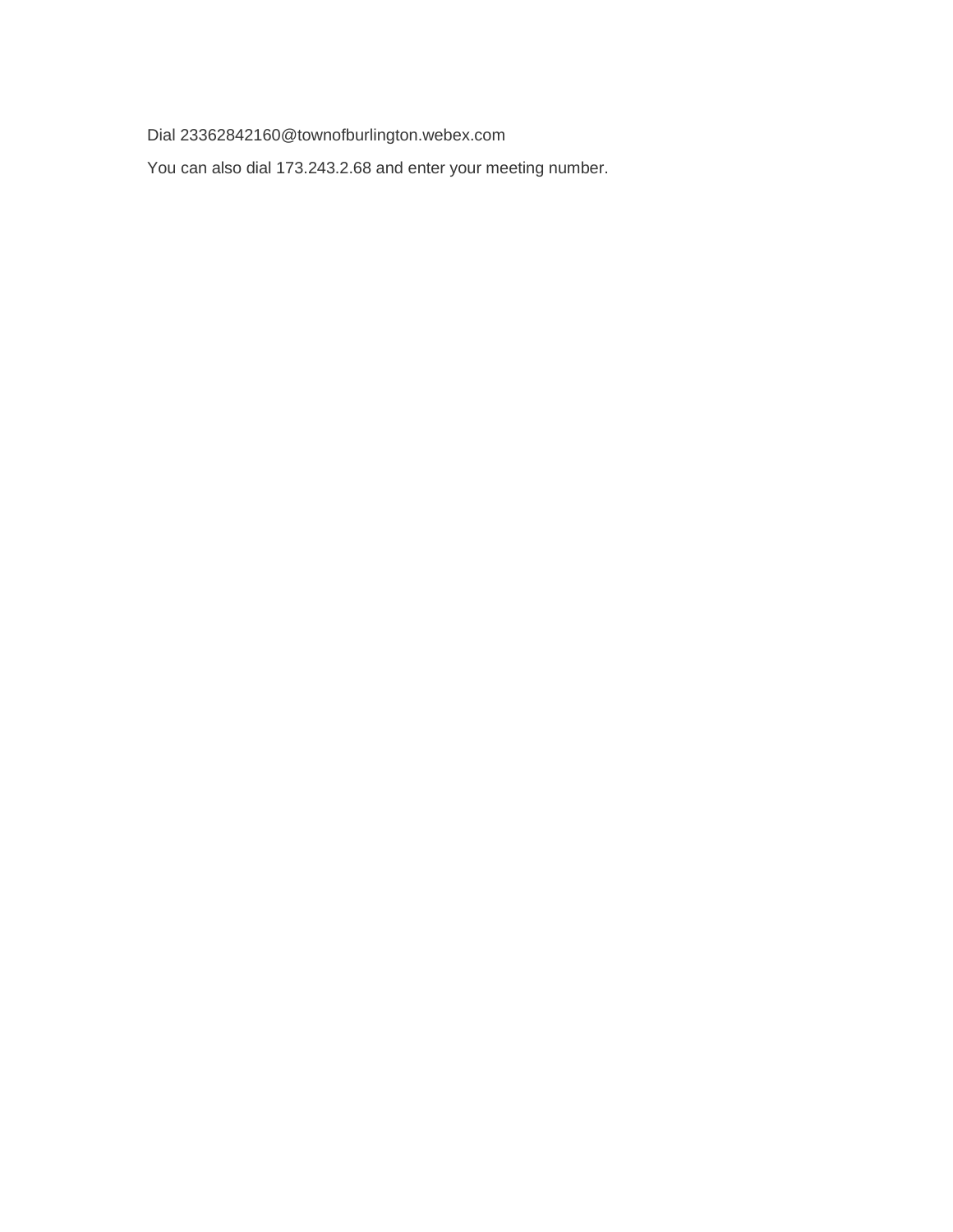Dial 23362842160@townofburlington.webex.com

You can also dial 173.243.2.68 and enter your meeting number.